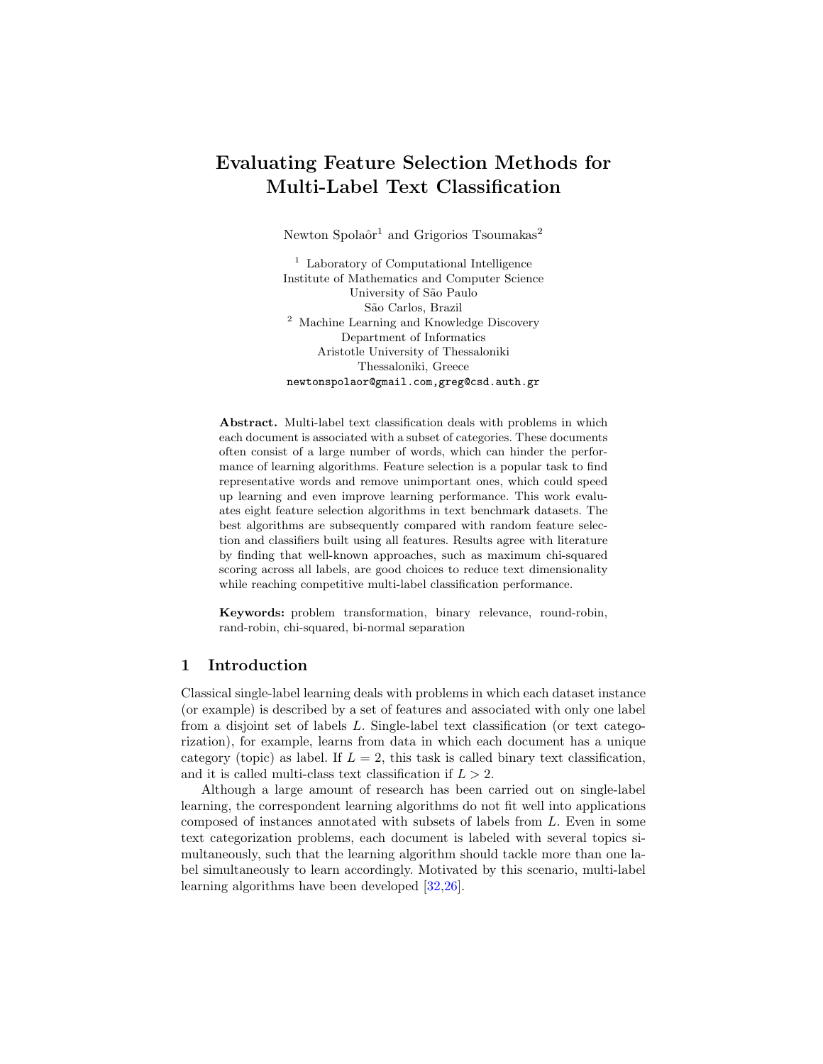# Evaluating Feature Selection Methods for Multi-Label Text Classification

Newton Spolaôr[1] and Grigorios Tsoumakas[2]

[1] Laboratory of Computational Intelligence
Institute of Mathematics and Computer Science
University of São Paulo
São Carlos, Brazil

[2] Machine Learning and Knowledge Discovery
Department of Informatics
Aristotle University of Thessaloniki
Thessaloniki, Greece

`newtonspolaor@gmail.com,greg@csd.auth.gr`

**Abstract.** Multi-label text classification deals with problems in which each document is associated with a subset of categories. These documents often consist of a large number of words, which can hinder the performance of learning algorithms. Feature selection is a popular task to find representative words and remove unimportant ones, which could speed up learning and even improve learning performance. This work evaluates eight feature selection algorithms in text benchmark datasets. The best algorithms are subsequently compared with random feature selection and classifiers built using all features. Results agree with literature by finding that well-known approaches, such as maximum chi-squared scoring across all labels, are good choices to reduce text dimensionality while reaching competitive multi-label classification performance.

**Keywords:** problem transformation, binary relevance, round-robin, rand-robin, chi-squared, bi-normal separation

## 1 Introduction

Classical single-label learning deals with problems in which each dataset instance (or example) is described by a set of features and associated with only one label from a disjoint set of labels $L$. Single-label text classification (or text categorization), for example, learns from data in which each document has a unique category (topic) as label. If $L = 2$, this task is called binary text classification, and it is called multi-class text classification if $L > 2$.

Although a large amount of research has been carried out on single-label learning, the correspondent learning algorithms do not fit well into applications composed of instances annotated with subsets of labels from $L$. Even in some text categorization problems, each document is labeled with several topics simultaneously, such that the learning algorithm should tackle more than one label simultaneously to learn accordingly. Motivated by this scenario, multi-label learning algorithms have been developed [32,26].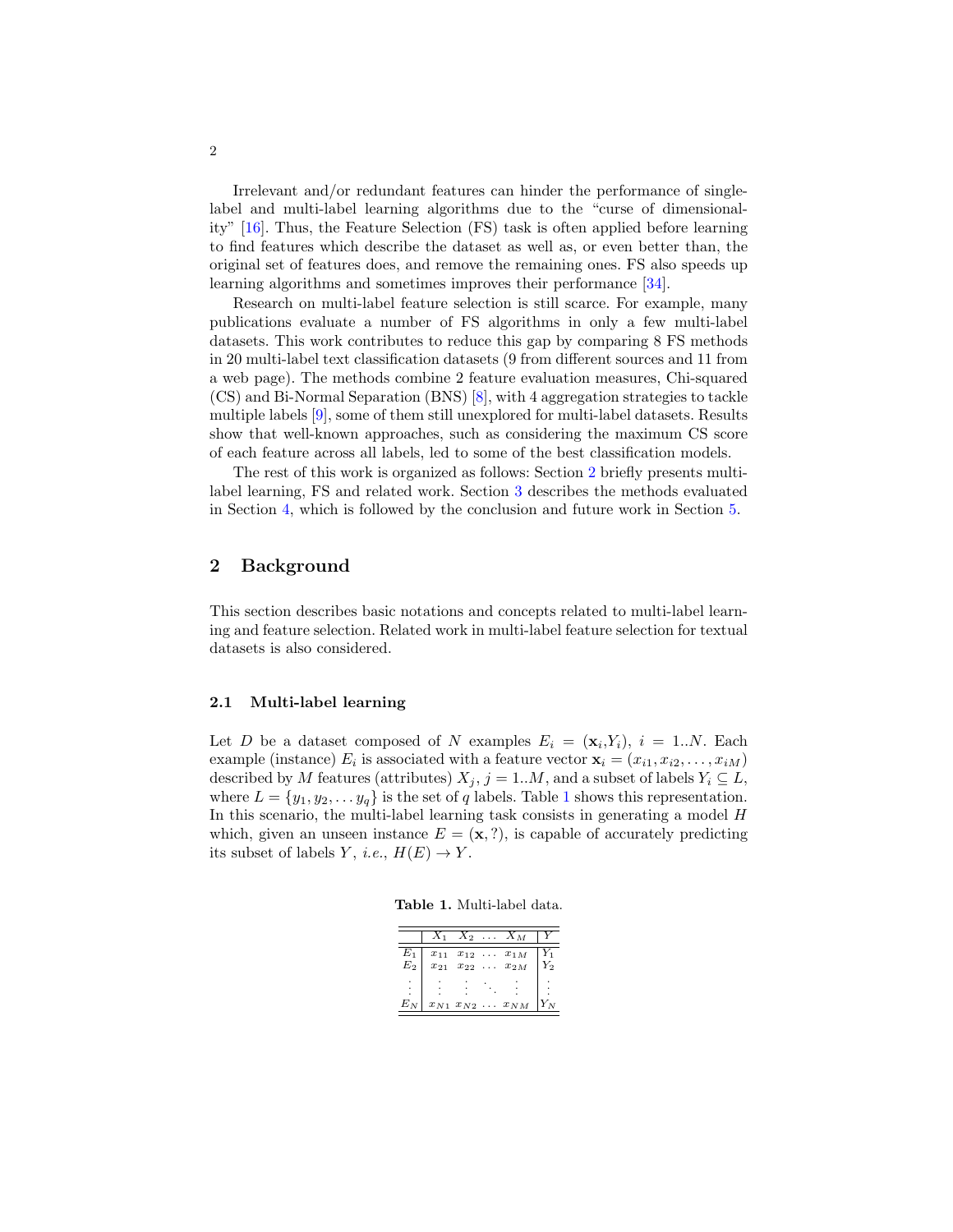Irrelevant and/or redundant features can hinder the performance of single-label and multi-label learning algorithms due to the "curse of dimensionality" [16]. Thus, the Feature Selection (FS) task is often applied before learning to find features which describe the dataset as well as, or even better than, the original set of features does, and remove the remaining ones. FS also speeds up learning algorithms and sometimes improves their performance [34].

Research on multi-label feature selection is still scarce. For example, many publications evaluate a number of FS algorithms in only a few multi-label datasets. This work contributes to reduce this gap by comparing 8 FS methods in 20 multi-label text classification datasets (9 from different sources and 11 from a web page). The methods combine 2 feature evaluation measures, Chi-squared (CS) and Bi-Normal Separation (BNS) [8], with 4 aggregation strategies to tackle multiple labels [9], some of them still unexplored for multi-label datasets. Results show that well-known approaches, such as considering the maximum CS score of each feature across all labels, led to some of the best classification models.

The rest of this work is organized as follows: Section 2 briefly presents multi-label learning, FS and related work. Section 3 describes the methods evaluated in Section 4, which is followed by the conclusion and future work in Section 5.

## 2 Background

This section describes basic notations and concepts related to multi-label learning and feature selection. Related work in multi-label feature selection for textual datasets is also considered.

### 2.1 Multi-label learning

Let $D$ be a dataset composed of $N$ examples $E_i = (\mathbf{x}_i, Y_i)$, $i = 1..N$. Each example (instance) $E_i$ is associated with a feature vector $\mathbf{x}_i = (x_{i1}, x_{i2}, \ldots, x_{iM})$ described by $M$ features (attributes) $X_j$, $j = 1..M$, and a subset of labels $Y_i \subseteq L$, where $L = \{y_1, y_2, \ldots y_q\}$ is the set of $q$ labels. Table 1 shows this representation. In this scenario, the multi-label learning task consists in generating a model $H$ which, given an unseen instance $E = (\mathbf{x}, ?)$, is capable of accurately predicting its subset of labels $Y$, *i.e.*, $H(E) \rightarrow Y$.

**Table 1.** Multi-label data.

| | $X_1$ | $X_2$ | $\ldots$ | $X_M$ | $Y$ |
|---|---|---|---|---|---|
| $E_1$ | $x_{11}$ | $x_{12}$ | $\ldots$ | $x_{1M}$ | $Y_1$ |
| $E_2$ | $x_{21}$ | $x_{22}$ | $\ldots$ | $x_{2M}$ | $Y_2$ |
| $\vdots$ | $\vdots$ | $\vdots$ | $\ddots$ | $\vdots$ | $\vdots$ |
| $E_N$ | $x_{N1}$ | $x_{N2}$ | $\ldots$ | $x_{NM}$ | $Y_N$ |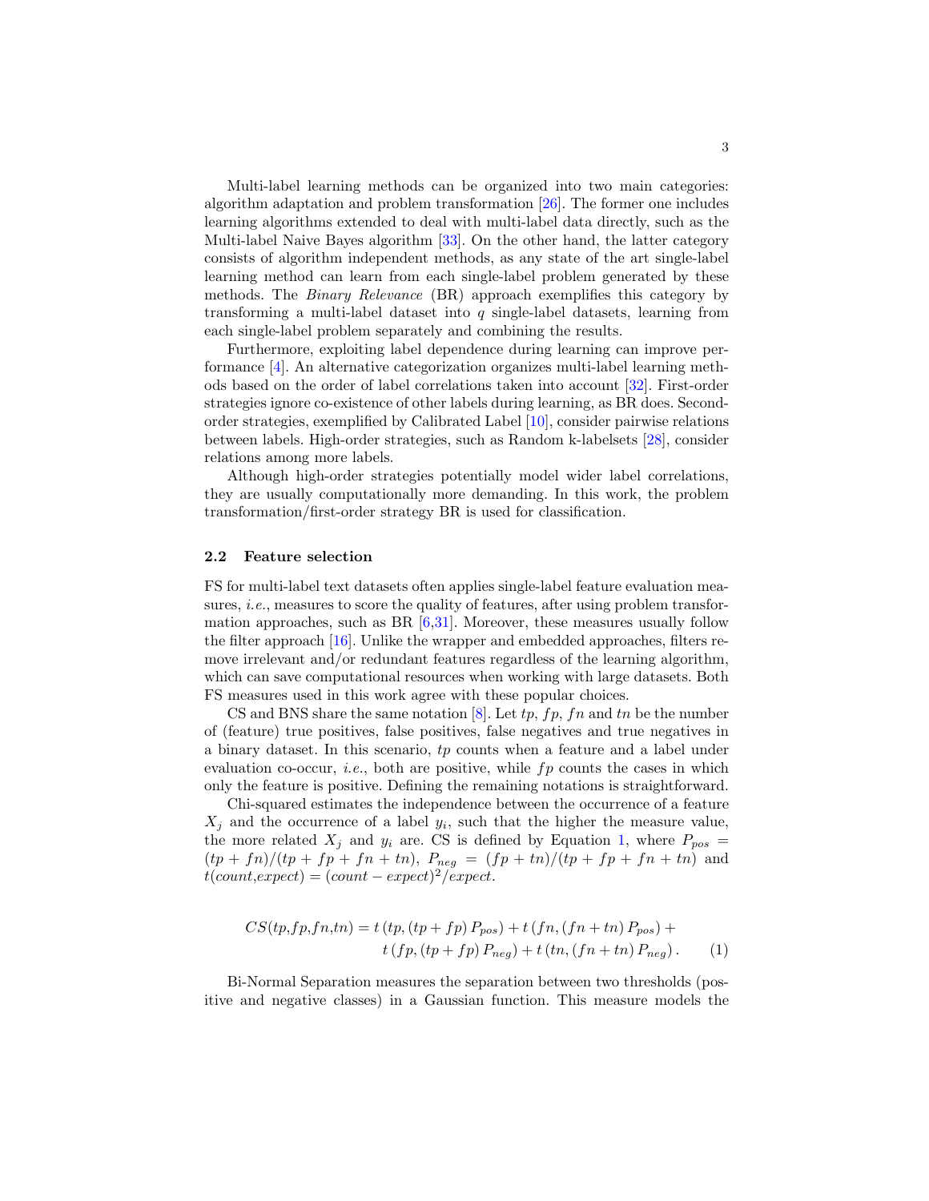Multi-label learning methods can be organized into two main categories: algorithm adaptation and problem transformation [26]. The former one includes learning algorithms extended to deal with multi-label data directly, such as the Multi-label Naive Bayes algorithm [33]. On the other hand, the latter category consists of algorithm independent methods, as any state of the art single-label learning method can learn from each single-label problem generated by these methods. The *Binary Relevance* (BR) approach exemplifies this category by transforming a multi-label dataset into $q$ single-label datasets, learning from each single-label problem separately and combining the results.

Furthermore, exploiting label dependence during learning can improve performance [4]. An alternative categorization organizes multi-label learning methods based on the order of label correlations taken into account [32]. First-order strategies ignore co-existence of other labels during learning, as BR does. Second-order strategies, exemplified by Calibrated Label [10], consider pairwise relations between labels. High-order strategies, such as Random k-labelsets [28], consider relations among more labels.

Although high-order strategies potentially model wider label correlations, they are usually computationally more demanding. In this work, the problem transformation/first-order strategy BR is used for classification.

### 2.2 Feature selection

FS for multi-label text datasets often applies single-label feature evaluation measures, *i.e.*, measures to score the quality of features, after using problem transformation approaches, such as BR [6,31]. Moreover, these measures usually follow the filter approach [16]. Unlike the wrapper and embedded approaches, filters remove irrelevant and/or redundant features regardless of the learning algorithm, which can save computational resources when working with large datasets. Both FS measures used in this work agree with these popular choices.

CS and BNS share the same notation [8]. Let $tp$, $fp$, $fn$ and $tn$ be the number of (feature) true positives, false positives, false negatives and true negatives in a binary dataset. In this scenario, $tp$ counts when a feature and a label under evaluation co-occur, *i.e.*, both are positive, while $fp$ counts the cases in which only the feature is positive. Defining the remaining notations is straightforward.

Chi-squared estimates the independence between the occurrence of a feature $X_j$ and the occurrence of a label $y_i$, such that the higher the measure value, the more related $X_j$ and $y_i$ are. CS is defined by Equation 1, where $P_{pos} = (tp + fn)/(tp + fp + fn + tn)$, $P_{neg} = (fp + tn)/(tp + fp + fn + tn)$ and $t(count,expect) = (count - expect)^2/expect$.

$$
\begin{aligned}
CS(tp,fp,fn,tn) = \; & t\left(tp, (tp + fp)\, P_{pos}\right) + t\left(fn, (fn + tn)\, P_{pos}\right) + \\
& t\left(fp, (tp + fp)\, P_{neg}\right) + t\left(tn, (fn + tn)\, P_{neg}\right). \qquad (1)
\end{aligned}
$$

Bi-Normal Separation measures the separation between two thresholds (positive and negative classes) in a Gaussian function. This measure models the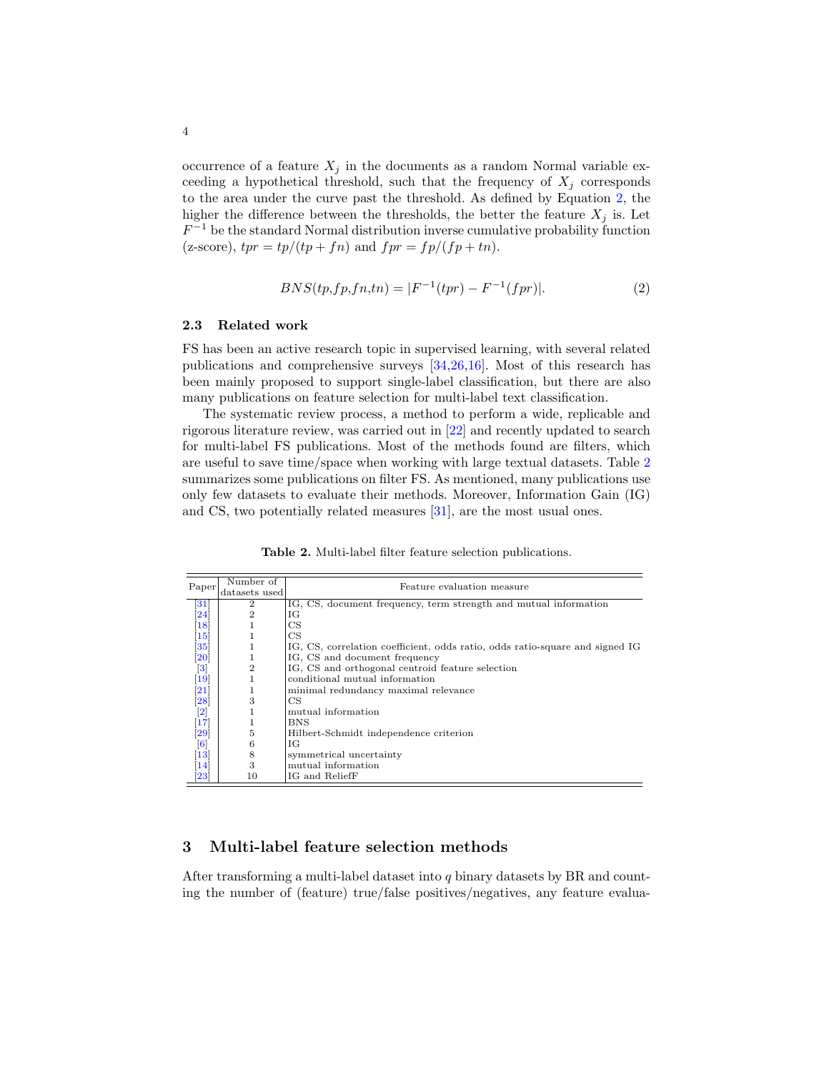occurrence of a feature $X_j$ in the documents as a random Normal variable exceeding a hypothetical threshold, such that the frequency of $X_j$ corresponds to the area under the curve past the threshold. As defined by Equation 2, the higher the difference between the thresholds, the better the feature $X_j$ is. Let $F^{-1}$ be the standard Normal distribution inverse cumulative probability function (z-score), $tpr = tp/(tp + fn)$ and $fpr = fp/(fp + tn)$.

$$BNS(tp,fp,fn,tn) = |F^{-1}(tpr) - F^{-1}(fpr)|. \tag{2}$$

### 2.3 Related work

FS has been an active research topic in supervised learning, with several related publications and comprehensive surveys [34,26,16]. Most of this research has been mainly proposed to support single-label classification, but there are also many publications on feature selection for multi-label text classification.

The systematic review process, a method to perform a wide, replicable and rigorous literature review, was carried out in [22] and recently updated to search for multi-label FS publications. Most of the methods found are filters, which are useful to save time/space when working with large textual datasets. Table 2 summarizes some publications on filter FS. As mentioned, many publications use only few datasets to evaluate their methods. Moreover, Information Gain (IG) and CS, two potentially related measures [31], are the most usual ones.

**Table 2.** Multi-label filter feature selection publications.

| Paper | Number of datasets used | Feature evaluation measure |
|---|---|---|
| [31] | 2 | IG, CS, document frequency, term strength and mutual information |
| [24] | 2 | IG |
| [18] | 1 | CS |
| [15] | 1 | CS |
| [35] | 1 | IG, CS, correlation coefficient, odds ratio, odds ratio-square and signed IG |
| [20] | 1 | IG, CS and document frequency |
| [3] | 2 | IG, CS and orthogonal centroid feature selection |
| [19] | 1 | conditional mutual information |
| [21] | 1 | minimal redundancy maximal relevance |
| [28] | 3 | CS |
| [2] | 1 | mutual information |
| [17] | 1 | BNS |
| [29] | 5 | Hilbert-Schmidt independence criterion |
| [6] | 6 | IG |
| [13] | 8 | symmetrical uncertainty |
| [14] | 3 | mutual information |
| [23] | 10 | IG and ReliefF |

## 3 Multi-label feature selection methods

After transforming a multi-label dataset into $q$ binary datasets by BR and counting the number of (feature) true/false positives/negatives, any feature evalua-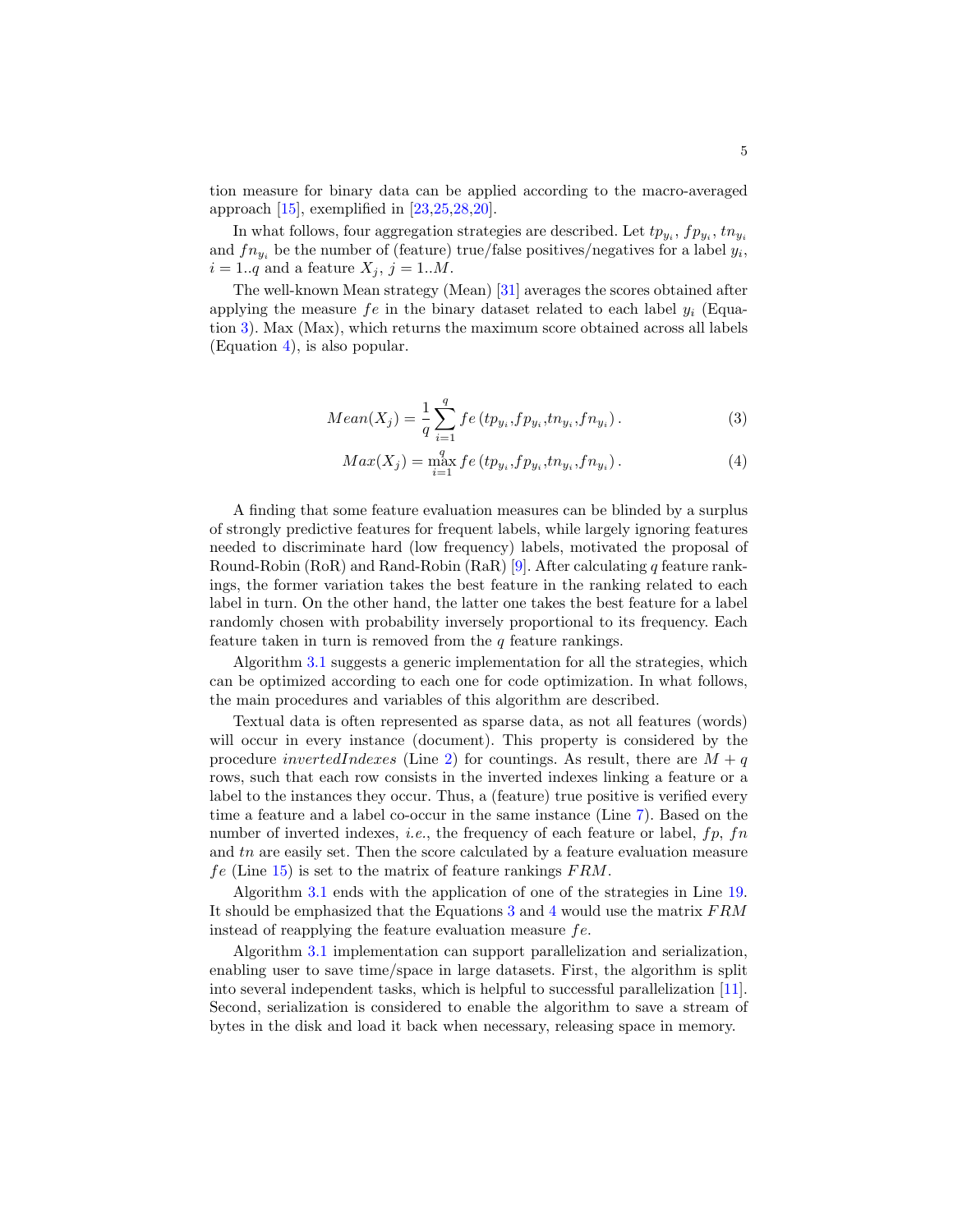tion measure for binary data can be applied according to the macro-averaged approach [15], exemplified in [23,25,28,20].

In what follows, four aggregation strategies are described. Let $tp_{y_i}$, $fp_{y_i}$, $tn_{y_i}$ and $fn_{y_i}$ be the number of (feature) true/false positives/negatives for a label $y_i$, $i = 1..q$ and a feature $X_j$, $j = 1..M$.

The well-known Mean strategy (Mean) [31] averages the scores obtained after applying the measure $fe$ in the binary dataset related to each label $y_i$ (Equation 3). Max (Max), which returns the maximum score obtained across all labels (Equation 4), is also popular.

$$Mean(X_j) = \frac{1}{q}\sum_{i=1}^{q} fe\left(tp_{y_i}, fp_{y_i}, tn_{y_i}, fn_{y_i}\right). \tag{3}$$

$$Max(X_j) = \max_{i=1}^{q} fe\left(tp_{y_i}, fp_{y_i}, tn_{y_i}, fn_{y_i}\right). \tag{4}$$

A finding that some feature evaluation measures can be blinded by a surplus of strongly predictive features for frequent labels, while largely ignoring features needed to discriminate hard (low frequency) labels, motivated the proposal of Round-Robin (RoR) and Rand-Robin (RaR) [9]. After calculating $q$ feature rankings, the former variation takes the best feature in the ranking related to each label in turn. On the other hand, the latter one takes the best feature for a label randomly chosen with probability inversely proportional to its frequency. Each feature taken in turn is removed from the $q$ feature rankings.

Algorithm 3.1 suggests a generic implementation for all the strategies, which can be optimized according to each one for code optimization. In what follows, the main procedures and variables of this algorithm are described.

Textual data is often represented as sparse data, as not all features (words) will occur in every instance (document). This property is considered by the procedure *invertedIndexes* (Line 2) for countings. As result, there are $M + q$ rows, such that each row consists in the inverted indexes linking a feature or a label to the instances they occur. Thus, a (feature) true positive is verified every time a feature and a label co-occur in the same instance (Line 7). Based on the number of inverted indexes, *i.e.*, the frequency of each feature or label, $fp$, $fn$ and $tn$ are easily set. Then the score calculated by a feature evaluation measure $fe$ (Line 15) is set to the matrix of feature rankings $FRM$.

Algorithm 3.1 ends with the application of one of the strategies in Line 19. It should be emphasized that the Equations 3 and 4 would use the matrix $FRM$ instead of reapplying the feature evaluation measure $fe$.

Algorithm 3.1 implementation can support parallelization and serialization, enabling user to save time/space in large datasets. First, the algorithm is split into several independent tasks, which is helpful to successful parallelization [11]. Second, serialization is considered to enable the algorithm to save a stream of bytes in the disk and load it back when necessary, releasing space in memory.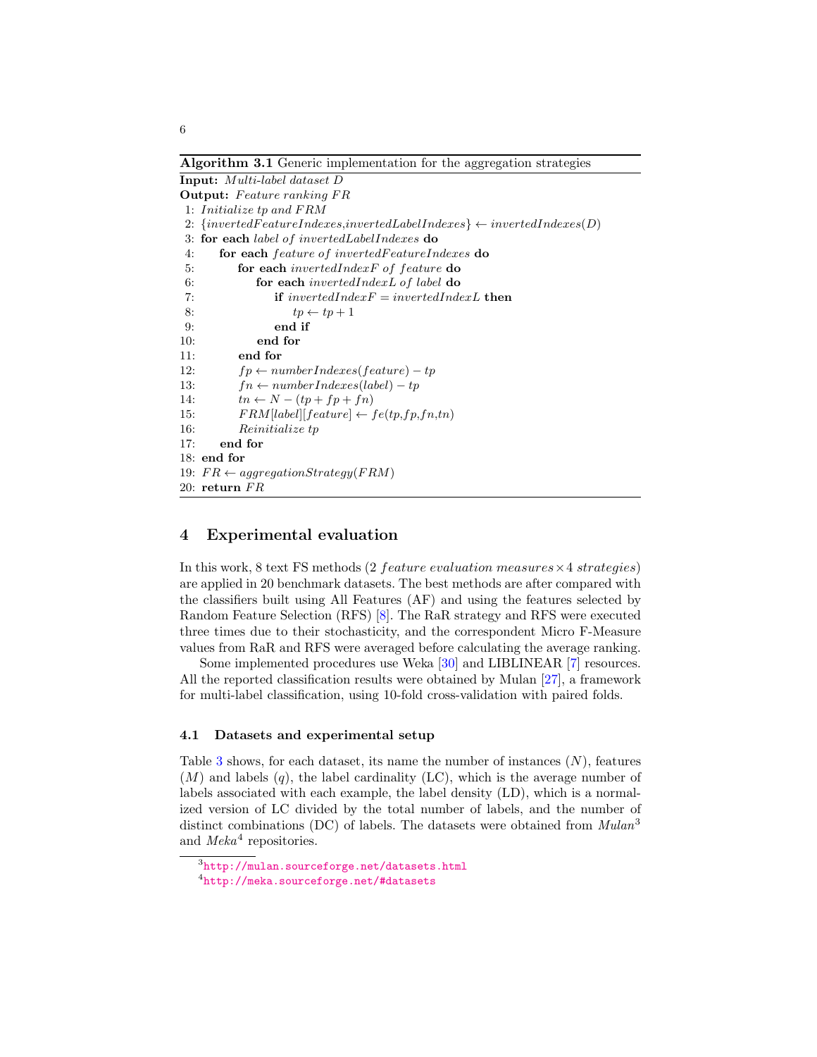**Algorithm 3.1** Generic implementation for the aggregation strategies

```
Input: Multi-label dataset D
Output: Feature ranking FR
 1: Initialize tp and FRM
 2: {invertedFeatureIndexes,invertedLabelIndexes} ← invertedIndexes(D)
 3: for each label of invertedLabelIndexes do
 4:     for each feature of invertedFeatureIndexes do
 5:         for each invertedIndexF of feature do
 6:             for each invertedIndexL of label do
 7:                 if invertedIndexF = invertedIndexL then
 8:                     tp ← tp + 1
 9:                 end if
10:             end for
11:         end for
12:         fp ← numberIndexes(feature) − tp
13:         fn ← numberIndexes(label) − tp
14:         tn ← N − (tp + fp + fn)
15:         FRM[label][feature] ← fe(tp,fp,fn,tn)
16:         Reinitialize tp
17:     end for
18: end for
19: FR ← aggregationStrategy(FRM)
20: return FR
```

## 4 Experimental evaluation

In this work, 8 text FS methods (2 *feature evaluation measures* × 4 *strategies*) are applied in 20 benchmark datasets. The best methods are after compared with the classifiers built using All Features (AF) and using the features selected by Random Feature Selection (RFS) [8]. The RaR strategy and RFS were executed three times due to their stochasticity, and the correspondent Micro F-Measure values from RaR and RFS were averaged before calculating the average ranking.

Some implemented procedures use Weka [30] and LIBLINEAR [7] resources. All the reported classification results were obtained by Mulan [27], a framework for multi-label classification, using 10-fold cross-validation with paired folds.

### 4.1 Datasets and experimental setup

Table 3 shows, for each dataset, its name the number of instances ($N$), features ($M$) and labels ($q$), the label cardinality (LC), which is the average number of labels associated with each example, the label density (LD), which is a normalized version of LC divided by the total number of labels, and the number of distinct combinations (DC) of labels. The datasets were obtained from *Mulan*[3] and *Meka*[4] repositories.

[3] http://mulan.sourceforge.net/datasets.html

[4] http://meka.sourceforge.net/#datasets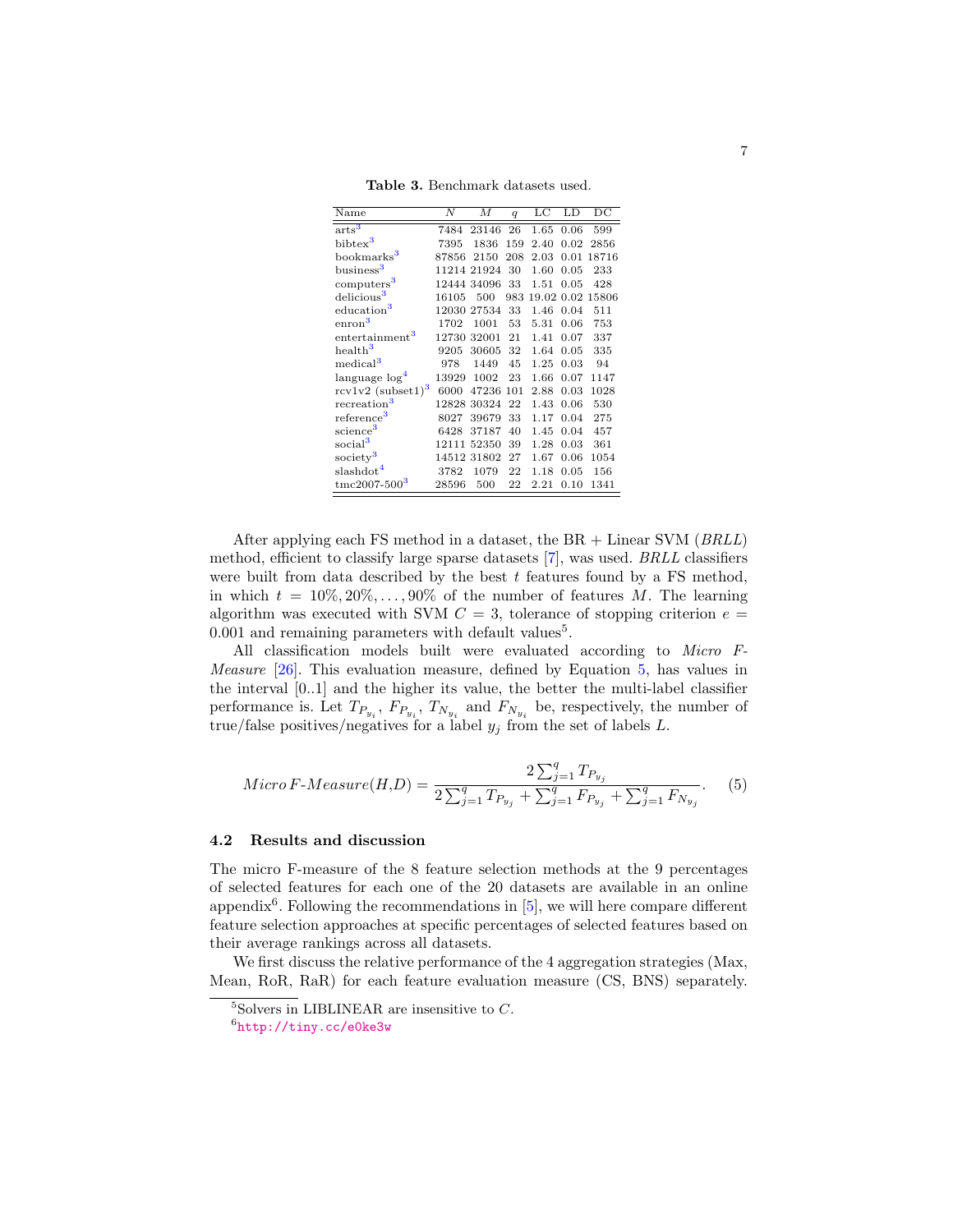**Table 3.** Benchmark datasets used.

| Name | $N$ | $M$ | $q$ | LC | LD | DC |
|---|---|---|---|---|---|---|
| arts[3] | 7484 | 23146 | 26 | 1.65 | 0.06 | 599 |
| bibtex[3] | 7395 | 1836 | 159 | 2.40 | 0.02 | 2856 |
| bookmarks[3] | 87856 | 2150 | 208 | 2.03 | 0.01 | 18716 |
| business[3] | 11214 | 21924 | 30 | 1.60 | 0.05 | 233 |
| computers[3] | 12444 | 34096 | 33 | 1.51 | 0.05 | 428 |
| delicious[3] | 16105 | 500 | 983 | 19.02 | 0.02 | 15806 |
| education[3] | 12030 | 27534 | 33 | 1.46 | 0.04 | 511 |
| enron[3] | 1702 | 1001 | 53 | 5.31 | 0.06 | 753 |
| entertainment[3] | 12730 | 32001 | 21 | 1.41 | 0.07 | 337 |
| health[3] | 9205 | 30605 | 32 | 1.64 | 0.05 | 335 |
| medical[3] | 978 | 1449 | 45 | 1.25 | 0.03 | 94 |
| language log[4] | 13929 | 1002 | 23 | 1.66 | 0.07 | 1147 |
| rcv1v2 (subset1)[3] | 6000 | 47236 | 101 | 2.88 | 0.03 | 1028 |
| recreation[3] | 12828 | 30324 | 22 | 1.43 | 0.06 | 530 |
| reference[3] | 8027 | 39679 | 33 | 1.17 | 0.04 | 275 |
| science[3] | 6428 | 37187 | 40 | 1.45 | 0.04 | 457 |
| social[3] | 12111 | 52350 | 39 | 1.28 | 0.03 | 361 |
| society[3] | 14512 | 31802 | 27 | 1.67 | 0.06 | 1054 |
| slashdot[4] | 3782 | 1079 | 22 | 1.18 | 0.05 | 156 |
| tmc2007-500[3] | 28596 | 500 | 22 | 2.21 | 0.10 | 1341 |

After applying each FS method in a dataset, the BR + Linear SVM (*BRLL*) method, efficient to classify large sparse datasets [7], was used. *BRLL* classifiers were built from data described by the best $t$ features found by a FS method, in which $t = 10\%, 20\%, \ldots, 90\%$ of the number of features $M$. The learning algorithm was executed with SVM $C = 3$, tolerance of stopping criterion $e = 0.001$ and remaining parameters with default values[5].

All classification models built were evaluated according to *Micro F-Measure* [26]. This evaluation measure, defined by Equation 5, has values in the interval [0..1] and the higher its value, the better the multi-label classifier performance is. Let $T_{P_{y_i}}$, $F_{P_{y_i}}$, $T_{N_{y_i}}$ and $F_{N_{y_i}}$ be, respectively, the number of true/false positives/negatives for a label $y_j$ from the set of labels $L$.

$$Micro\,F\text{-}Measure(H,D) = \frac{2\sum_{j=1}^{q} T_{P_{y_j}}}{2\sum_{j=1}^{q} T_{P_{y_j}} + \sum_{j=1}^{q} F_{P_{y_j}} + \sum_{j=1}^{q} F_{N_{y_j}}}. \quad (5)$$

### 4.2 Results and discussion

The micro F-measure of the 8 feature selection methods at the 9 percentages of selected features for each one of the 20 datasets are available in an online appendix[6]. Following the recommendations in [5], we will here compare different feature selection approaches at specific percentages of selected features based on their average rankings across all datasets.

We first discuss the relative performance of the 4 aggregation strategies (Max, Mean, RoR, RaR) for each feature evaluation measure (CS, BNS) separately.

[5] Solvers in LIBLINEAR are insensitive to $C$.

[6] http://tiny.cc/e0ke3w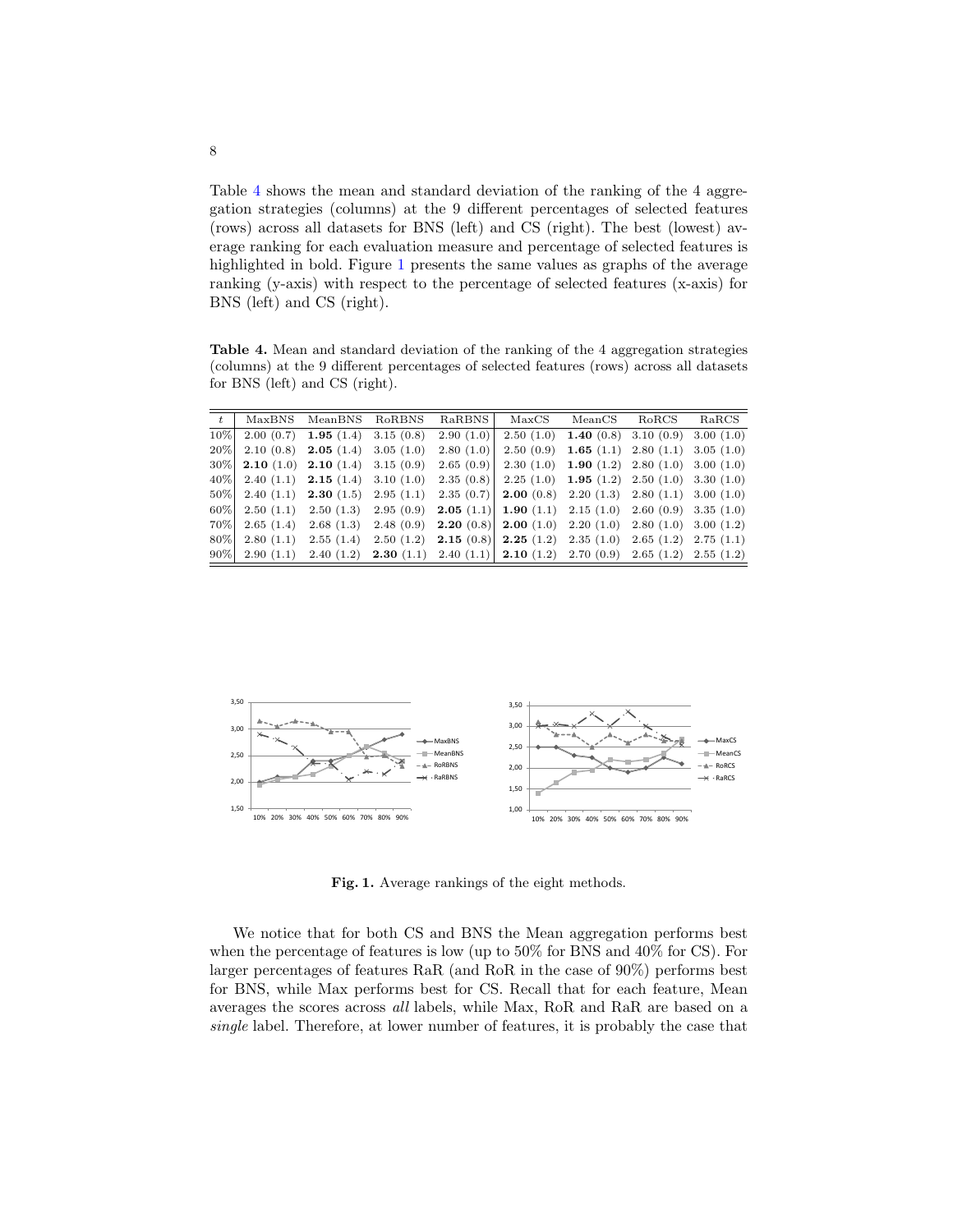Table 4 shows the mean and standard deviation of the ranking of the 4 aggregation strategies (columns) at the 9 different percentages of selected features (rows) across all datasets for BNS (left) and CS (right). The best (lowest) average ranking for each evaluation measure and percentage of selected features is highlighted in bold. Figure 1 presents the same values as graphs of the average ranking (y-axis) with respect to the percentage of selected features (x-axis) for BNS (left) and CS (right).

**Table 4.** Mean and standard deviation of the ranking of the 4 aggregation strategies (columns) at the 9 different percentages of selected features (rows) across all datasets for BNS (left) and CS (right).

| $t$ | MaxBNS | MeanBNS | RoRBNS | RaRBNS | MaxCS | MeanCS | RoRCS | RaRCS |
|---|---|---|---|---|---|---|---|---|
| 10% | 2.00 (0.7) | **1.95** (1.4) | 3.15 (0.8) | 2.90 (1.0) | 2.50 (1.0) | **1.40** (0.8) | 3.10 (0.9) | 3.00 (1.0) |
| 20% | 2.10 (0.8) | **2.05** (1.4) | 3.05 (1.0) | 2.80 (1.0) | 2.50 (0.9) | **1.65** (1.1) | 2.80 (1.1) | 3.05 (1.0) |
| 30% | **2.10** (1.0) | **2.10** (1.4) | 3.15 (0.9) | 2.65 (0.9) | 2.30 (1.0) | **1.90** (1.2) | 2.80 (1.0) | 3.00 (1.0) |
| 40% | 2.40 (1.1) | **2.15** (1.4) | 3.10 (1.0) | 2.35 (0.8) | 2.25 (1.0) | **1.95** (1.2) | 2.50 (1.0) | 3.30 (1.0) |
| 50% | 2.40 (1.1) | **2.30** (1.5) | 2.95 (1.1) | 2.35 (0.7) | **2.00** (0.8) | 2.20 (1.3) | 2.80 (1.1) | 3.00 (1.0) |
| 60% | 2.50 (1.1) | 2.50 (1.3) | 2.95 (0.9) | **2.05** (1.1) | **1.90** (1.1) | 2.15 (1.0) | 2.60 (0.9) | 3.35 (1.0) |
| 70% | 2.65 (1.4) | 2.68 (1.3) | 2.48 (0.9) | **2.20** (0.8) | **2.00** (1.0) | 2.20 (1.0) | 2.80 (1.0) | 3.00 (1.2) |
| 80% | 2.80 (1.1) | 2.55 (1.4) | 2.50 (1.2) | **2.15** (0.8) | **2.25** (1.2) | 2.35 (1.0) | 2.65 (1.2) | 2.75 (1.1) |
| 90% | 2.90 (1.1) | 2.40 (1.2) | **2.30** (1.1) | 2.40 (1.1) | **2.10** (1.2) | 2.70 (0.9) | 2.65 (1.2) | 2.55 (1.2) |

**Fig. 1.** Average rankings of the eight methods.

We notice that for both CS and BNS the Mean aggregation performs best when the percentage of features is low (up to 50% for BNS and 40% for CS). For larger percentages of features RaR (and RoR in the case of 90%) performs best for BNS, while Max performs best for CS. Recall that for each feature, Mean averages the scores across *all* labels, while Max, RoR and RaR are based on a *single* label. Therefore, at lower number of features, it is probably the case that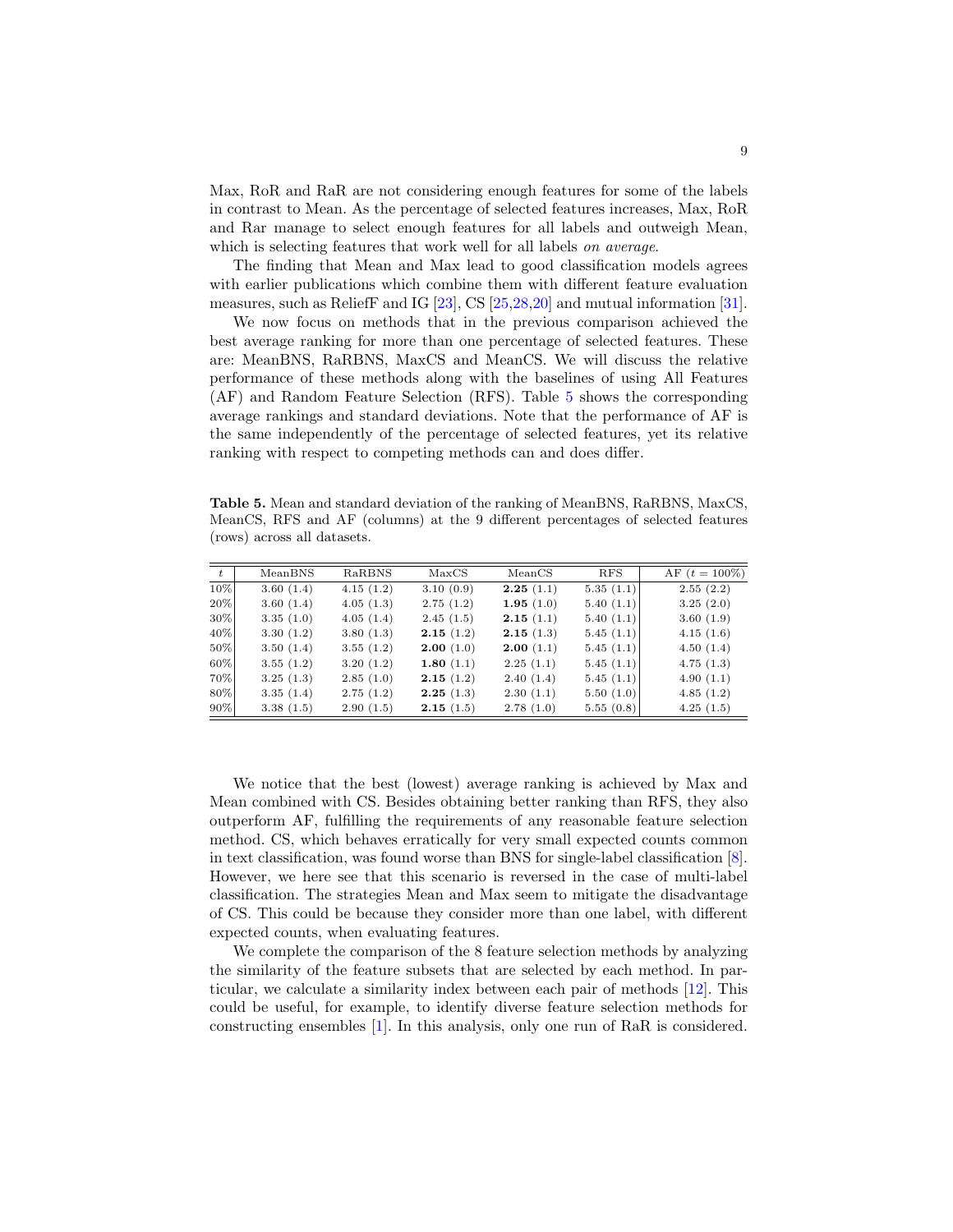Max, RoR and RaR are not considering enough features for some of the labels in contrast to Mean. As the percentage of selected features increases, Max, RoR and Rar manage to select enough features for all labels and outweigh Mean, which is selecting features that work well for all labels *on average*.

The finding that Mean and Max lead to good classification models agrees with earlier publications which combine them with different feature evaluation measures, such as ReliefF and IG [23], CS [25,28,20] and mutual information [31].

We now focus on methods that in the previous comparison achieved the best average ranking for more than one percentage of selected features. These are: MeanBNS, RaRBNS, MaxCS and MeanCS. We will discuss the relative performance of these methods along with the baselines of using All Features (AF) and Random Feature Selection (RFS). Table 5 shows the corresponding average rankings and standard deviations. Note that the performance of AF is the same independently of the percentage of selected features, yet its relative ranking with respect to competing methods can and does differ.

**Table 5.** Mean and standard deviation of the ranking of MeanBNS, RaRBNS, MaxCS, MeanCS, RFS and AF (columns) at the 9 different percentages of selected features (rows) across all datasets.

| $t$ | MeanBNS | RaRBNS | MaxCS | MeanCS | RFS | AF ($t = 100\%$) |
|---|---|---|---|---|---|---|
| 10% | 3.60 (1.4) | 4.15 (1.2) | 3.10 (0.9) | **2.25** (1.1) | 5.35 (1.1) | 2.55 (2.2) |
| 20% | 3.60 (1.4) | 4.05 (1.3) | 2.75 (1.2) | **1.95** (1.0) | 5.40 (1.1) | 3.25 (2.0) |
| 30% | 3.35 (1.0) | 4.05 (1.4) | 2.45 (1.5) | **2.15** (1.1) | 5.40 (1.1) | 3.60 (1.9) |
| 40% | 3.30 (1.2) | 3.80 (1.3) | **2.15** (1.2) | **2.15** (1.3) | 5.45 (1.1) | 4.15 (1.6) |
| 50% | 3.50 (1.4) | 3.55 (1.2) | **2.00** (1.0) | **2.00** (1.1) | 5.45 (1.1) | 4.50 (1.4) |
| 60% | 3.55 (1.2) | 3.20 (1.2) | **1.80** (1.1) | 2.25 (1.1) | 5.45 (1.1) | 4.75 (1.3) |
| 70% | 3.25 (1.3) | 2.85 (1.0) | **2.15** (1.2) | 2.40 (1.4) | 5.45 (1.1) | 4.90 (1.1) |
| 80% | 3.35 (1.4) | 2.75 (1.2) | **2.25** (1.3) | 2.30 (1.1) | 5.50 (1.0) | 4.85 (1.2) |
| 90% | 3.38 (1.5) | 2.90 (1.5) | **2.15** (1.5) | 2.78 (1.0) | 5.55 (0.8) | 4.25 (1.5) |

We notice that the best (lowest) average ranking is achieved by Max and Mean combined with CS. Besides obtaining better ranking than RFS, they also outperform AF, fulfilling the requirements of any reasonable feature selection method. CS, which behaves erratically for very small expected counts common in text classification, was found worse than BNS for single-label classification [8]. However, we here see that this scenario is reversed in the case of multi-label classification. The strategies Mean and Max seem to mitigate the disadvantage of CS. This could be because they consider more than one label, with different expected counts, when evaluating features.

We complete the comparison of the 8 feature selection methods by analyzing the similarity of the feature subsets that are selected by each method. In particular, we calculate a similarity index between each pair of methods [12]. This could be useful, for example, to identify diverse feature selection methods for constructing ensembles [1]. In this analysis, only one run of RaR is considered.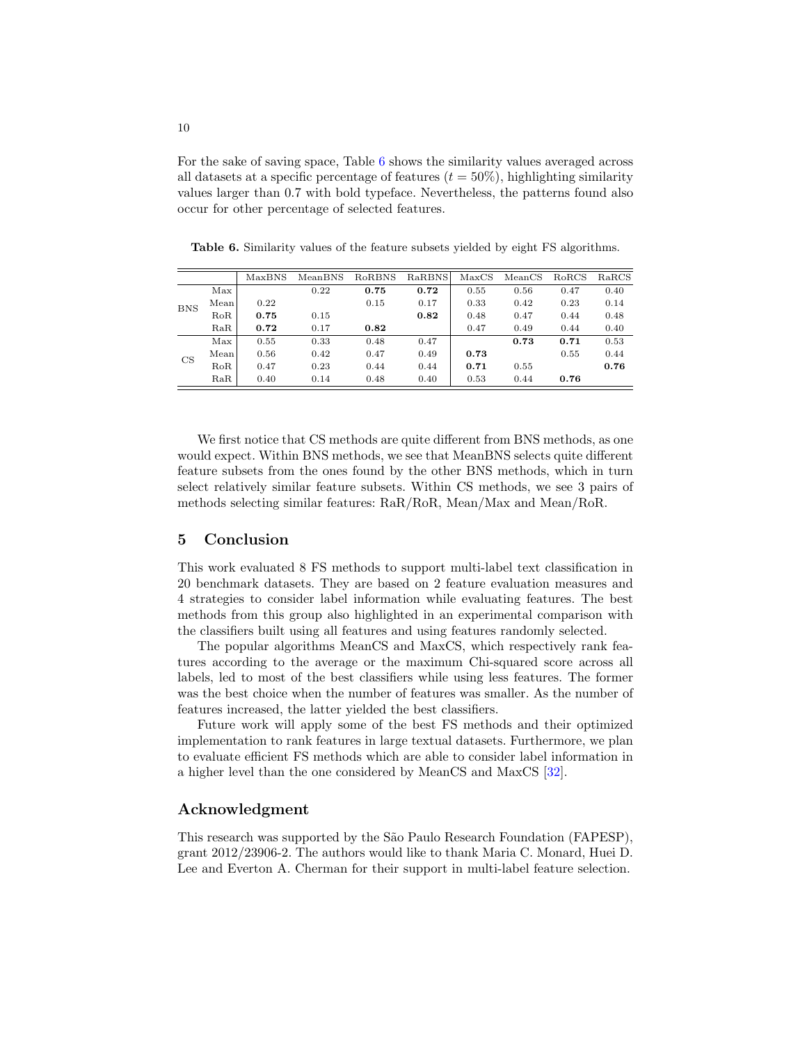For the sake of saving space, Table 6 shows the similarity values averaged across all datasets at a specific percentage of features ($t = 50\%$), highlighting similarity values larger than 0.7 with bold typeface. Nevertheless, the patterns found also occur for other percentage of selected features.

**Table 6.** Similarity values of the feature subsets yielded by eight FS algorithms.

| | | MaxBNS | MeanBNS | RoRBNS | RaRBNS | MaxCS | MeanCS | RoRCS | RaRCS |
|---|---|---|---|---|---|---|---|---|---|
| BNS | Max | | 0.22 | **0.75** | **0.72** | 0.55 | 0.56 | 0.47 | 0.40 |
| | Mean | 0.22 | | 0.15 | 0.17 | 0.33 | 0.42 | 0.23 | 0.14 |
| | RoR | **0.75** | 0.15 | | **0.82** | 0.48 | 0.47 | 0.44 | 0.48 |
| | RaR | **0.72** | 0.17 | **0.82** | | 0.47 | 0.49 | 0.44 | 0.40 |
| CS | Max | 0.55 | 0.33 | 0.48 | 0.47 | | **0.73** | **0.71** | 0.53 |
| | Mean | 0.56 | 0.42 | 0.47 | 0.49 | **0.73** | | 0.55 | 0.44 |
| | RoR | 0.47 | 0.23 | 0.44 | 0.44 | **0.71** | 0.55 | | **0.76** |
| | RaR | 0.40 | 0.14 | 0.48 | 0.40 | 0.53 | 0.44 | **0.76** | |

We first notice that CS methods are quite different from BNS methods, as one would expect. Within BNS methods, we see that MeanBNS selects quite different feature subsets from the ones found by the other BNS methods, which in turn select relatively similar feature subsets. Within CS methods, we see 3 pairs of methods selecting similar features: RaR/RoR, Mean/Max and Mean/RoR.

## 5 Conclusion

This work evaluated 8 FS methods to support multi-label text classification in 20 benchmark datasets. They are based on 2 feature evaluation measures and 4 strategies to consider label information while evaluating features. The best methods from this group also highlighted in an experimental comparison with the classifiers built using all features and using features randomly selected.

The popular algorithms MeanCS and MaxCS, which respectively rank features according to the average or the maximum Chi-squared score across all labels, led to most of the best classifiers while using less features. The former was the best choice when the number of features was smaller. As the number of features increased, the latter yielded the best classifiers.

Future work will apply some of the best FS methods and their optimized implementation to rank features in large textual datasets. Furthermore, we plan to evaluate efficient FS methods which are able to consider label information in a higher level than the one considered by MeanCS and MaxCS [32].

## Acknowledgment

This research was supported by the São Paulo Research Foundation (FAPESP), grant 2012/23906-2. The authors would like to thank Maria C. Monard, Huei D. Lee and Everton A. Cherman for their support in multi-label feature selection.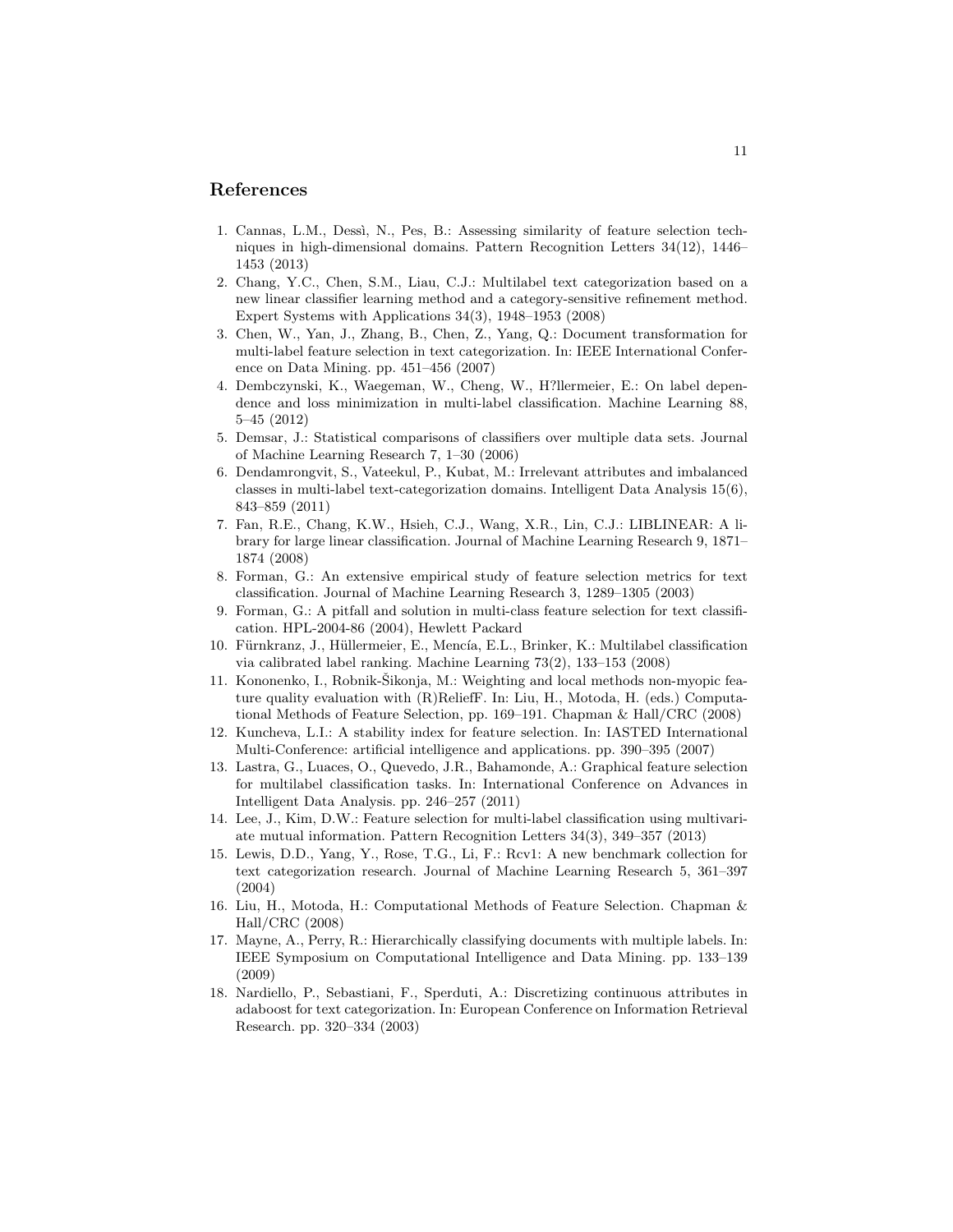## References

1. Cannas, L.M., Dessì, N., Pes, B.: Assessing similarity of feature selection techniques in high-dimensional domains. Pattern Recognition Letters 34(12), 1446–1453 (2013)
2. Chang, Y.C., Chen, S.M., Liau, C.J.: Multilabel text categorization based on a new linear classifier learning method and a category-sensitive refinement method. Expert Systems with Applications 34(3), 1948–1953 (2008)
3. Chen, W., Yan, J., Zhang, B., Chen, Z., Yang, Q.: Document transformation for multi-label feature selection in text categorization. In: IEEE International Conference on Data Mining. pp. 451–456 (2007)
4. Dembczynski, K., Waegeman, W., Cheng, W., H?llermeier, E.: On label dependence and loss minimization in multi-label classification. Machine Learning 88, 5–45 (2012)
5. Demsar, J.: Statistical comparisons of classifiers over multiple data sets. Journal of Machine Learning Research 7, 1–30 (2006)
6. Dendamrongvit, S., Vateekul, P., Kubat, M.: Irrelevant attributes and imbalanced classes in multi-label text-categorization domains. Intelligent Data Analysis 15(6), 843–859 (2011)
7. Fan, R.E., Chang, K.W., Hsieh, C.J., Wang, X.R., Lin, C.J.: LIBLINEAR: A library for large linear classification. Journal of Machine Learning Research 9, 1871–1874 (2008)
8. Forman, G.: An extensive empirical study of feature selection metrics for text classification. Journal of Machine Learning Research 3, 1289–1305 (2003)
9. Forman, G.: A pitfall and solution in multi-class feature selection for text classification. HPL-2004-86 (2004), Hewlett Packard
10. Fürnkranz, J., Hüllermeier, E., Mencía, E.L., Brinker, K.: Multilabel classification via calibrated label ranking. Machine Learning 73(2), 133–153 (2008)
11. Kononenko, I., Robnik-Šikonja, M.: Weighting and local methods non-myopic feature quality evaluation with (R)ReliefF. In: Liu, H., Motoda, H. (eds.) Computational Methods of Feature Selection, pp. 169–191. Chapman & Hall/CRC (2008)
12. Kuncheva, L.I.: A stability index for feature selection. In: IASTED International Multi-Conference: artificial intelligence and applications. pp. 390–395 (2007)
13. Lastra, G., Luaces, O., Quevedo, J.R., Bahamonde, A.: Graphical feature selection for multilabel classification tasks. In: International Conference on Advances in Intelligent Data Analysis. pp. 246–257 (2011)
14. Lee, J., Kim, D.W.: Feature selection for multi-label classification using multivariate mutual information. Pattern Recognition Letters 34(3), 349–357 (2013)
15. Lewis, D.D., Yang, Y., Rose, T.G., Li, F.: Rcv1: A new benchmark collection for text categorization research. Journal of Machine Learning Research 5, 361–397 (2004)
16. Liu, H., Motoda, H.: Computational Methods of Feature Selection. Chapman & Hall/CRC (2008)
17. Mayne, A., Perry, R.: Hierarchically classifying documents with multiple labels. In: IEEE Symposium on Computational Intelligence and Data Mining. pp. 133–139 (2009)
18. Nardiello, P., Sebastiani, F., Sperduti, A.: Discretizing continuous attributes in adaboost for text categorization. In: European Conference on Information Retrieval Research. pp. 320–334 (2003)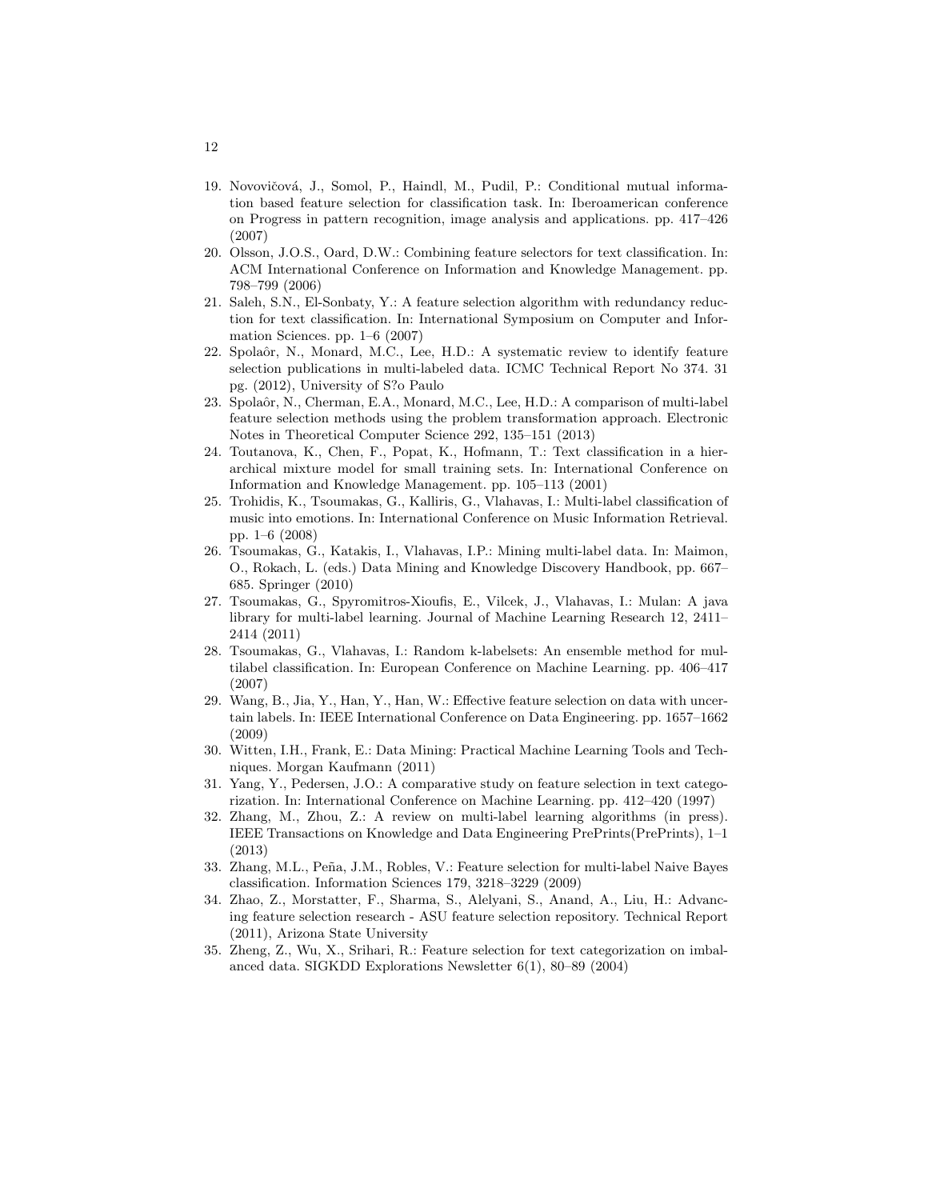19. Novovičová, J., Somol, P., Haindl, M., Pudil, P.: Conditional mutual information based feature selection for classification task. In: Iberoamerican conference on Progress in pattern recognition, image analysis and applications. pp. 417–426 (2007)
20. Olsson, J.O.S., Oard, D.W.: Combining feature selectors for text classification. In: ACM International Conference on Information and Knowledge Management. pp. 798–799 (2006)
21. Saleh, S.N., El-Sonbaty, Y.: A feature selection algorithm with redundancy reduction for text classification. In: International Symposium on Computer and Information Sciences. pp. 1–6 (2007)
22. Spolaôr, N., Monard, M.C., Lee, H.D.: A systematic review to identify feature selection publications in multi-labeled data. ICMC Technical Report No 374. 31 pg. (2012), University of S?o Paulo
23. Spolaôr, N., Cherman, E.A., Monard, M.C., Lee, H.D.: A comparison of multi-label feature selection methods using the problem transformation approach. Electronic Notes in Theoretical Computer Science 292, 135–151 (2013)
24. Toutanova, K., Chen, F., Popat, K., Hofmann, T.: Text classification in a hierarchical mixture model for small training sets. In: International Conference on Information and Knowledge Management. pp. 105–113 (2001)
25. Trohidis, K., Tsoumakas, G., Kalliris, G., Vlahavas, I.: Multi-label classification of music into emotions. In: International Conference on Music Information Retrieval. pp. 1–6 (2008)
26. Tsoumakas, G., Katakis, I., Vlahavas, I.P.: Mining multi-label data. In: Maimon, O., Rokach, L. (eds.) Data Mining and Knowledge Discovery Handbook, pp. 667–685. Springer (2010)
27. Tsoumakas, G., Spyromitros-Xioufis, E., Vilcek, J., Vlahavas, I.: Mulan: A java library for multi-label learning. Journal of Machine Learning Research 12, 2411–2414 (2011)
28. Tsoumakas, G., Vlahavas, I.: Random k-labelsets: An ensemble method for multilabel classification. In: European Conference on Machine Learning. pp. 406–417 (2007)
29. Wang, B., Jia, Y., Han, Y., Han, W.: Effective feature selection on data with uncertain labels. In: IEEE International Conference on Data Engineering. pp. 1657–1662 (2009)
30. Witten, I.H., Frank, E.: Data Mining: Practical Machine Learning Tools and Techniques. Morgan Kaufmann (2011)
31. Yang, Y., Pedersen, J.O.: A comparative study on feature selection in text categorization. In: International Conference on Machine Learning. pp. 412–420 (1997)
32. Zhang, M., Zhou, Z.: A review on multi-label learning algorithms (in press). IEEE Transactions on Knowledge and Data Engineering PrePrints(PrePrints), 1–1 (2013)
33. Zhang, M.L., Peña, J.M., Robles, V.: Feature selection for multi-label Naive Bayes classification. Information Sciences 179, 3218–3229 (2009)
34. Zhao, Z., Morstatter, F., Sharma, S., Alelyani, S., Anand, A., Liu, H.: Advancing feature selection research - ASU feature selection repository. Technical Report (2011), Arizona State University
35. Zheng, Z., Wu, X., Srihari, R.: Feature selection for text categorization on imbalanced data. SIGKDD Explorations Newsletter 6(1), 80–89 (2004)